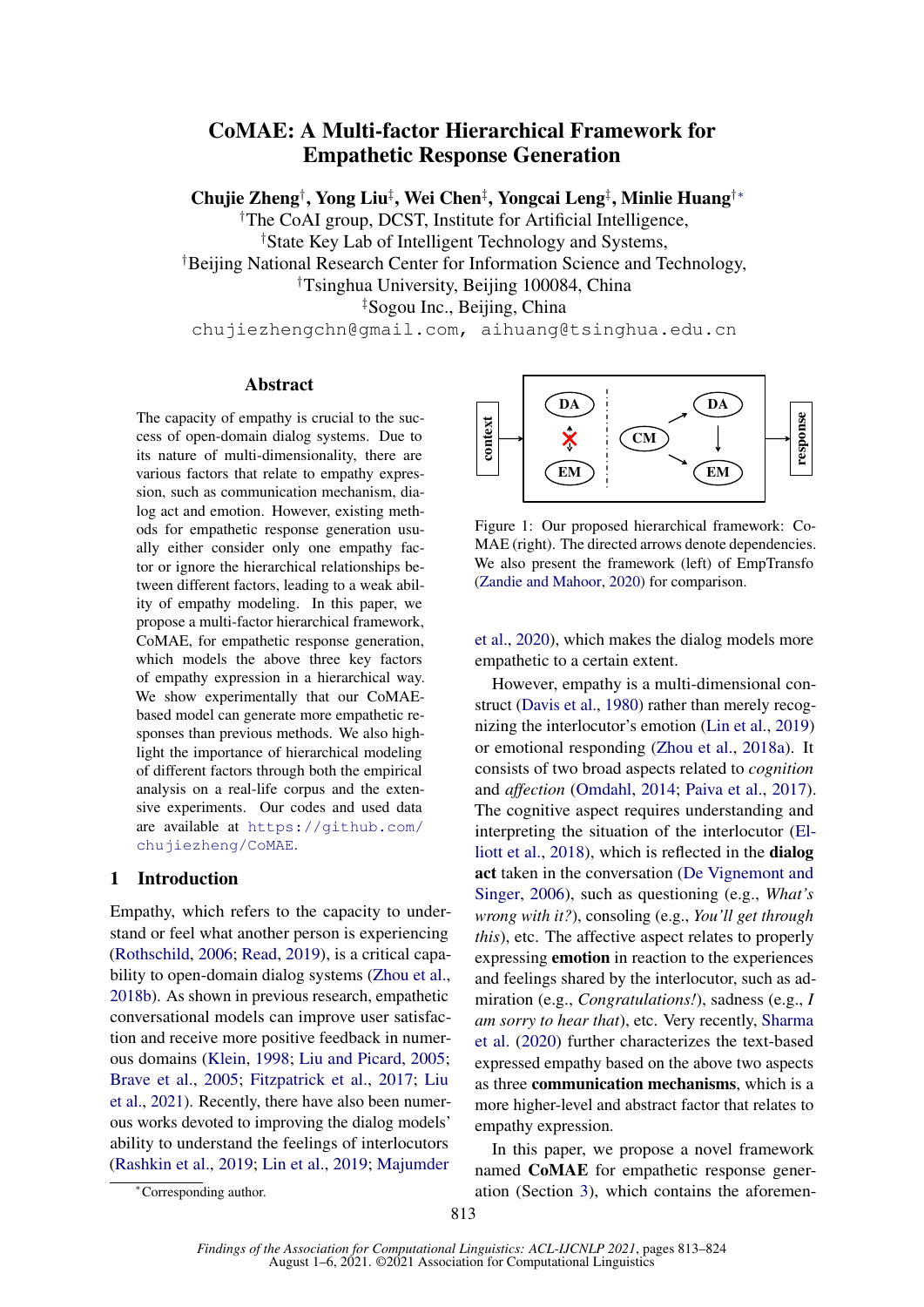# CoMAE: A Multi-factor Hierarchical Framework for Empathetic Response Generation

**Chujie Zheng[†], Yong Liu[‡], Wei Chen[‡], Yongcai Leng[‡], Minlie Huang[†*]**

[†]The CoAI group, DCST, Institute for Artificial Intelligence,
[†]State Key Lab of Intelligent Technology and Systems,
[†]Beijing National Research Center for Information Science and Technology,
[†]Tsinghua University, Beijing 100084, China
[‡]Sogou Inc., Beijing, China
chujiezhengchn@gmail.com, aihuang@tsinghua.edu.cn

## Abstract

The capacity of empathy is crucial to the success of open-domain dialog systems. Due to its nature of multi-dimensionality, there are various factors that relate to empathy expression, such as communication mechanism, dialog act and emotion. However, existing methods for empathetic response generation usually either consider only one empathy factor or ignore the hierarchical relationships between different factors, leading to a weak ability of empathy modeling. In this paper, we propose a multi-factor hierarchical framework, CoMAE, for empathetic response generation, which models the above three key factors of empathy expression in a hierarchical way. We show experimentally that our CoMAE-based model can generate more empathetic responses than previous methods. We also highlight the importance of hierarchical modeling of different factors through both the empirical analysis on a real-life corpus and the extensive experiments. Our codes and used data are available at https://github.com/chujiezheng/CoMAE.

## 1 Introduction

Empathy, which refers to the capacity to understand or feel what another person is experiencing (Rothschild, 2006; Read, 2019), is a critical capability to open-domain dialog systems (Zhou et al., 2018b). As shown in previous research, empathetic conversational models can improve user satisfaction and receive more positive feedback in numerous domains (Klein, 1998; Liu and Picard, 2005; Brave et al., 2005; Fitzpatrick et al., 2017; Liu et al., 2021). Recently, there have also been numerous works devoted to improving the dialog models' ability to understand the feelings of interlocutors (Rashkin et al., 2019; Lin et al., 2019; Majumder et al., 2020), which makes the dialog models more empathetic to a certain extent.

Figure 1: Our proposed hierarchical framework: CoMAE (right). The directed arrows denote dependencies. We also present the framework (left) of EmpTransfo (Zandie and Mahoor, 2020) for comparison.

However, empathy is a multi-dimensional construct (Davis et al., 1980) rather than merely recognizing the interlocutor's emotion (Lin et al., 2019) or emotional responding (Zhou et al., 2018a). It consists of two broad aspects related to *cognition* and *affection* (Omdahl, 2014; Paiva et al., 2017). The cognitive aspect requires understanding and interpreting the situation of the interlocutor (Elliott et al., 2018), which is reflected in the **dialog act** taken in the conversation (De Vignemont and Singer, 2006), such as questioning (e.g., *What's wrong with it?*), consoling (e.g., *You'll get through this*), etc. The affective aspect relates to properly expressing **emotion** in reaction to the experiences and feelings shared by the interlocutor, such as admiration (e.g., *Congratulations!*), sadness (e.g., *I am sorry to hear that*), etc. Very recently, Sharma et al. (2020) further characterizes the text-based expressed empathy based on the above two aspects as three **communication mechanisms**, which is a more higher-level and abstract factor that relates to empathy expression.

In this paper, we propose a novel framework named **CoMAE** for empathetic response generation (Section 3), which contains the aforemen-

[*]Corresponding author.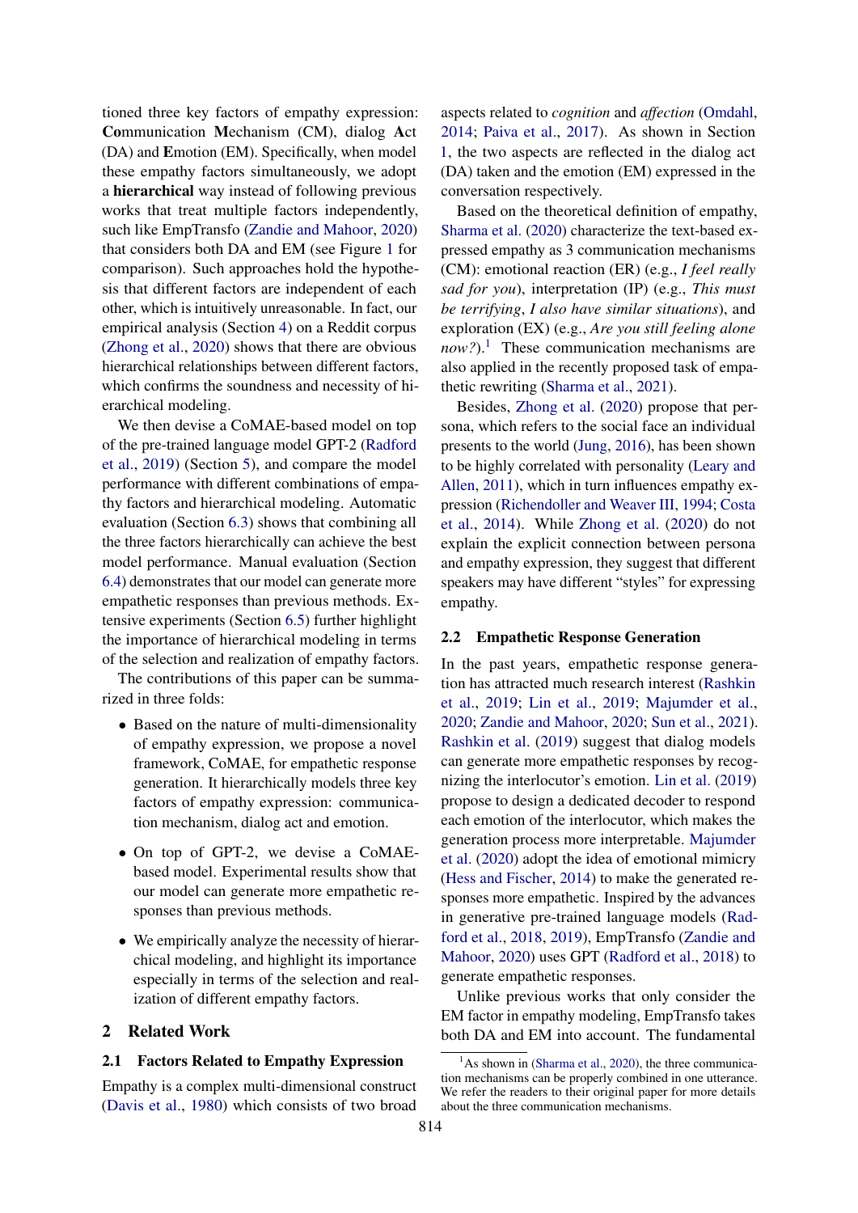tioned three key factors of empathy expression: **Co**mmunication **M**echanism (CM), dialog **A**ct (DA) and **E**motion (EM). Specifically, when model these empathy factors simultaneously, we adopt a **hierarchical** way instead of following previous works that treat multiple factors independently, such like EmpTransfo (Zandie and Mahoor, 2020) that considers both DA and EM (see Figure 1 for comparison). Such approaches hold the hypothesis that different factors are independent of each other, which is intuitively unreasonable. In fact, our empirical analysis (Section 4) on a Reddit corpus (Zhong et al., 2020) shows that there are obvious hierarchical relationships between different factors, which confirms the soundness and necessity of hierarchical modeling.

We then devise a CoMAE-based model on top of the pre-trained language model GPT-2 (Radford et al., 2019) (Section 5), and compare the model performance with different combinations of empathy factors and hierarchical modeling. Automatic evaluation (Section 6.3) shows that combining all the three factors hierarchically can achieve the best model performance. Manual evaluation (Section 6.4) demonstrates that our model can generate more empathetic responses than previous methods. Extensive experiments (Section 6.5) further highlight the importance of hierarchical modeling in terms of the selection and realization of empathy factors.

The contributions of this paper can be summarized in three folds:

- Based on the nature of multi-dimensionality of empathy expression, we propose a novel framework, CoMAE, for empathetic response generation. It hierarchically models three key factors of empathy expression: communication mechanism, dialog act and emotion.
- On top of GPT-2, we devise a CoMAE-based model. Experimental results show that our model can generate more empathetic responses than previous methods.
- We empirically analyze the necessity of hierarchical modeling, and highlight its importance especially in terms of the selection and realization of different empathy factors.

## 2 Related Work

### 2.1 Factors Related to Empathy Expression

Empathy is a complex multi-dimensional construct (Davis et al., 1980) which consists of two broad aspects related to *cognition* and *affection* (Omdahl, 2014; Paiva et al., 2017). As shown in Section 1, the two aspects are reflected in the dialog act (DA) taken and the emotion (EM) expressed in the conversation respectively.

Based on the theoretical definition of empathy, Sharma et al. (2020) characterize the text-based expressed empathy as 3 communication mechanisms (CM): emotional reaction (ER) (e.g., *I feel really sad for you*), interpretation (IP) (e.g., *This must be terrifying*, *I also have similar situations*), and exploration (EX) (e.g., *Are you still feeling alone now?*).[1] These communication mechanisms are also applied in the recently proposed task of empathetic rewriting (Sharma et al., 2021).

Besides, Zhong et al. (2020) propose that persona, which refers to the social face an individual presents to the world (Jung, 2016), has been shown to be highly correlated with personality (Leary and Allen, 2011), which in turn influences empathy expression (Richendoller and Weaver III, 1994; Costa et al., 2014). While Zhong et al. (2020) do not explain the explicit connection between persona and empathy expression, they suggest that different speakers may have different "styles" for expressing empathy.

### 2.2 Empathetic Response Generation

In the past years, empathetic response generation has attracted much research interest (Rashkin et al., 2019; Lin et al., 2019; Majumder et al., 2020; Zandie and Mahoor, 2020; Sun et al., 2021). Rashkin et al. (2019) suggest that dialog models can generate more empathetic responses by recognizing the interlocutor's emotion. Lin et al. (2019) propose to design a dedicated decoder to respond each emotion of the interlocutor, which makes the generation process more interpretable. Majumder et al. (2020) adopt the idea of emotional mimicry (Hess and Fischer, 2014) to make the generated responses more empathetic. Inspired by the advances in generative pre-trained language models (Radford et al., 2018, 2019), EmpTransfo (Zandie and Mahoor, 2020) uses GPT (Radford et al., 2018) to generate empathetic responses.

Unlike previous works that only consider the EM factor in empathy modeling, EmpTransfo takes both DA and EM into account. The fundamental

[1] As shown in (Sharma et al., 2020), the three communication mechanisms can be properly combined in one utterance. We refer the readers to their original paper for more details about the three communication mechanisms.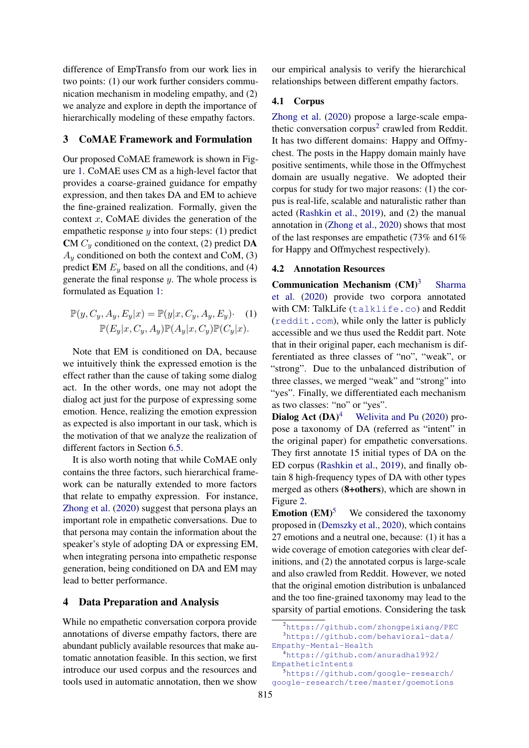difference of EmpTransfo from our work lies in two points: (1) our work further considers communication mechanism in modeling empathy, and (2) we analyze and explore in depth the importance of hierarchically modeling of these empathy factors.

## 3 CoMAE Framework and Formulation

Our proposed CoMAE framework is shown in Figure 1. CoMAE uses CM as a high-level factor that provides a coarse-grained guidance for empathy expression, and then takes DA and EM to achieve the fine-grained realization. Formally, given the context $x$, CoMAE divides the generation of the empathetic response $y$ into four steps: (1) predict **CM** $C_y$ conditioned on the context, (2) predict **DA** $A_y$ conditioned on both the context and CoM, (3) predict **EM** $E_y$ based on all the conditions, and (4) generate the final response $y$. The whole process is formulated as Equation 1:

$$\mathbb{P}(y, C_y, A_y, E_y|x) = \mathbb{P}(y|x, C_y, A_y, E_y) \cdot \mathbb{P}(E_y|x, C_y, A_y)\mathbb{P}(A_y|x, C_y)\mathbb{P}(C_y|x). \quad (1)$$

Note that EM is conditioned on DA, because we intuitively think the expressed emotion is the effect rather than the cause of taking some dialog act. In the other words, one may not adopt the dialog act just for the purpose of expressing some emotion. Hence, realizing the emotion expression as expected is also important in our task, which is the motivation of that we analyze the realization of different factors in Section 6.5.

It is also worth noting that while CoMAE only contains the three factors, such hierarchical framework can be naturally extended to more factors that relate to empathy expression. For instance, Zhong et al. (2020) suggest that persona plays an important role in empathetic conversations. Due to that persona may contain the information about the speaker's style of adopting DA or expressing EM, when integrating persona into empathetic response generation, being conditioned on DA and EM may lead to better performance.

## 4 Data Preparation and Analysis

While no empathetic conversation corpora provide annotations of diverse empathy factors, there are abundant publicly available resources that make automatic annotation feasible. In this section, we first introduce our used corpus and the resources and tools used in automatic annotation, then we show our empirical analysis to verify the hierarchical relationships between different empathy factors.

### 4.1 Corpus

Zhong et al. (2020) propose a large-scale empathetic conversation corpus[2] crawled from Reddit. It has two different domains: Happy and Offmychest. The posts in the Happy domain mainly have positive sentiments, while those in the Offmychest domain are usually negative. We adopted their corpus for study for two major reasons: (1) the corpus is real-life, scalable and naturalistic rather than acted (Rashkin et al., 2019), and (2) the manual annotation in (Zhong et al., 2020) shows that most of the last responses are empathetic (73% and 61% for Happy and Offmychest respectively).

### 4.2 Annotation Resources

**Communication Mechanism (CM)**[3] Sharma et al. (2020) provide two corpora annotated with CM: TalkLife (`talklife.co`) and Reddit (`reddit.com`), while only the latter is publicly accessible and we thus used the Reddit part. Note that in their original paper, each mechanism is differentiated as three classes of "no", "weak", or "strong". Due to the unbalanced distribution of three classes, we merged "weak" and "strong" into "yes". Finally, we differentiated each mechanism as two classes: "no" or "yes".

**Dialog Act (DA)**[4] Welivita and Pu (2020) propose a taxonomy of DA (referred as "intent" in the original paper) for empathetic conversations. They first annotate 15 initial types of DA on the ED corpus (Rashkin et al., 2019), and finally obtain 8 high-frequency types of DA with other types merged as others (**8+others**), which are shown in Figure 2.

**Emotion (EM)**[5] We considered the taxonomy proposed in (Demszky et al., 2020), which contains 27 emotions and a neutral one, because: (1) it has a wide coverage of emotion categories with clear definitions, and (2) the annotated corpus is large-scale and also crawled from Reddit. However, we noted that the original emotion distribution is unbalanced and the too fine-grained taxonomy may lead to the sparsity of partial emotions. Considering the task

---

[2] https://github.com/zhongpeixiang/PEC

[3] https://github.com/behavioral-data/Empathy-Mental-Health

[4] https://github.com/anuradha1992/EmpatheticIntents

[5] https://github.com/google-research/google-research/tree/master/goemotions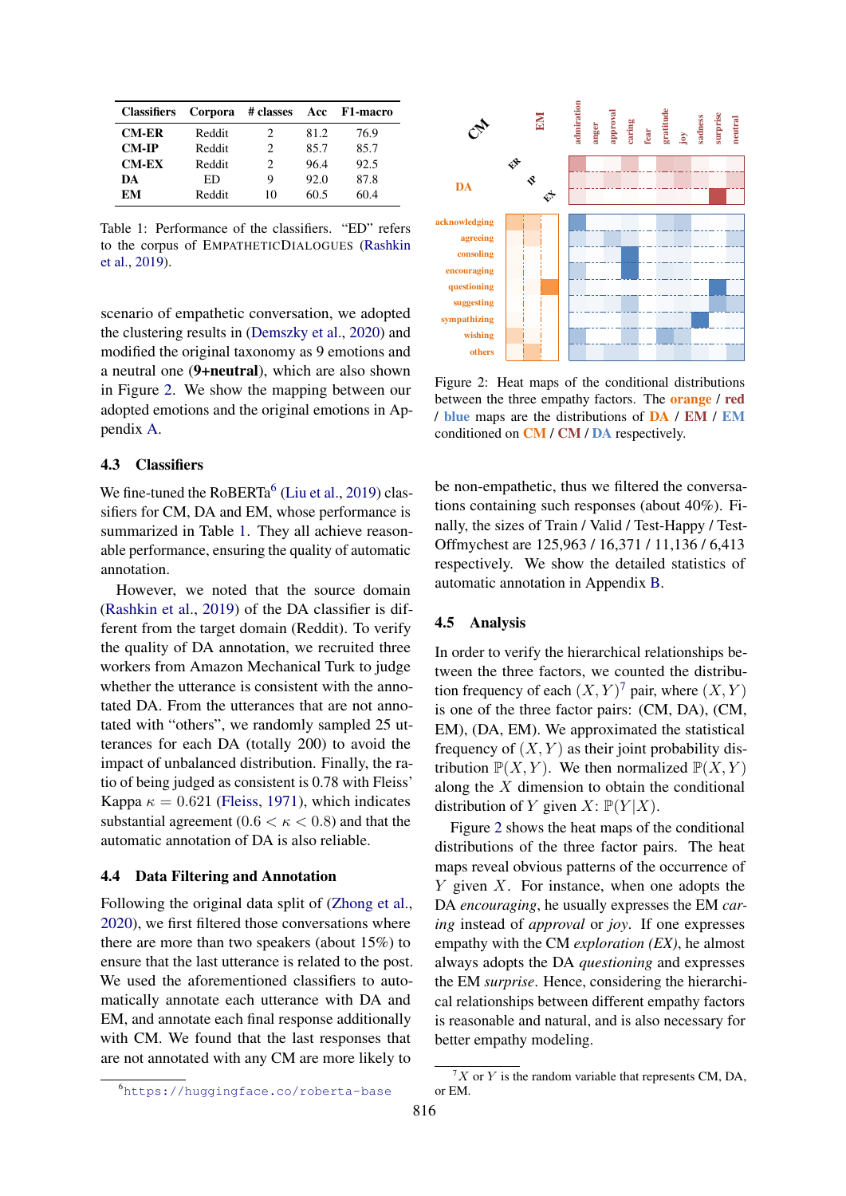| Classifiers | Corpora | # classes | Acc | F1-macro |
|---|---|---|---|---|
| **CM-ER** | Reddit | 2 | 81.2 | 76.9 |
| **CM-IP** | Reddit | 2 | 85.7 | 85.7 |
| **CM-EX** | Reddit | 2 | 96.4 | 92.5 |
| **DA** | ED | 9 | 92.0 | 87.8 |
| **EM** | Reddit | 10 | 60.5 | 60.4 |

Table 1: Performance of the classifiers. "ED" refers to the corpus of EMPATHETICDIALOGUES (Rashkin et al., 2019).

scenario of empathetic conversation, we adopted the clustering results in (Demszky et al., 2020) and modified the original taxonomy as 9 emotions and a neutral one (**9+neutral**), which are also shown in Figure 2. We show the mapping between our adopted emotions and the original emotions in Appendix A.

### 4.3 Classifiers

We fine-tuned the RoBERTa[6] (Liu et al., 2019) classifiers for CM, DA and EM, whose performance is summarized in Table 1. They all achieve reasonable performance, ensuring the quality of automatic annotation.

However, we noted that the source domain (Rashkin et al., 2019) of the DA classifier is different from the target domain (Reddit). To verify the quality of DA annotation, we recruited three workers from Amazon Mechanical Turk to judge whether the utterance is consistent with the annotated DA. From the utterances that are not annotated with "others", we randomly sampled 25 utterances for each DA (totally 200) to avoid the impact of unbalanced distribution. Finally, the ratio of being judged as consistent is 0.78 with Fleiss' Kappa $\kappa = 0.621$ (Fleiss, 1971), which indicates substantial agreement ($0.6 < \kappa < 0.8$) and that the automatic annotation of DA is also reliable.

### 4.4 Data Filtering and Annotation

Following the original data split of (Zhong et al., 2020), we first filtered those conversations where there are more than two speakers (about 15%) to ensure that the last utterance is related to the post. We used the aforementioned classifiers to automatically annotate each utterance with DA and EM, and annotate each final response additionally with CM. We found that the last responses that are not annotated with any CM are more likely to be non-empathetic, thus we filtered the conversations containing such responses (about 40%). Finally, the sizes of Train / Valid / Test-Happy / Test-Offmychest are 125,963 / 16,371 / 11,136 / 6,413 respectively. We show the detailed statistics of automatic annotation in Appendix B.

[6]https://huggingface.co/roberta-base

Figure 2: Heat maps of the conditional distributions between the three empathy factors. The orange / red / blue maps are the distributions of DA / EM / EM conditioned on CM / CM / DA respectively.

### 4.5 Analysis

In order to verify the hierarchical relationships between the three factors, we counted the distribution frequency of each $(X, Y)$[7] pair, where $(X, Y)$ is one of the three factor pairs: (CM, DA), (CM, EM), (DA, EM). We approximated the statistical frequency of $(X, Y)$ as their joint probability distribution $\mathbb{P}(X, Y)$. We then normalized $\mathbb{P}(X, Y)$ along the $X$ dimension to obtain the conditional distribution of $Y$ given $X$: $\mathbb{P}(Y|X)$.

Figure 2 shows the heat maps of the conditional distributions of the three factor pairs. The heat maps reveal obvious patterns of the occurrence of $Y$ given $X$. For instance, when one adopts the DA *encouraging*, he usually expresses the EM *caring* instead of *approval* or *joy*. If one expresses empathy with the CM *exploration (EX)*, he almost always adopts the DA *questioning* and expresses the EM *surprise*. Hence, considering the hierarchical relationships between different empathy factors is reasonable and natural, and is also necessary for better empathy modeling.

[7]$X$ or $Y$ is the random variable that represents CM, DA, or EM.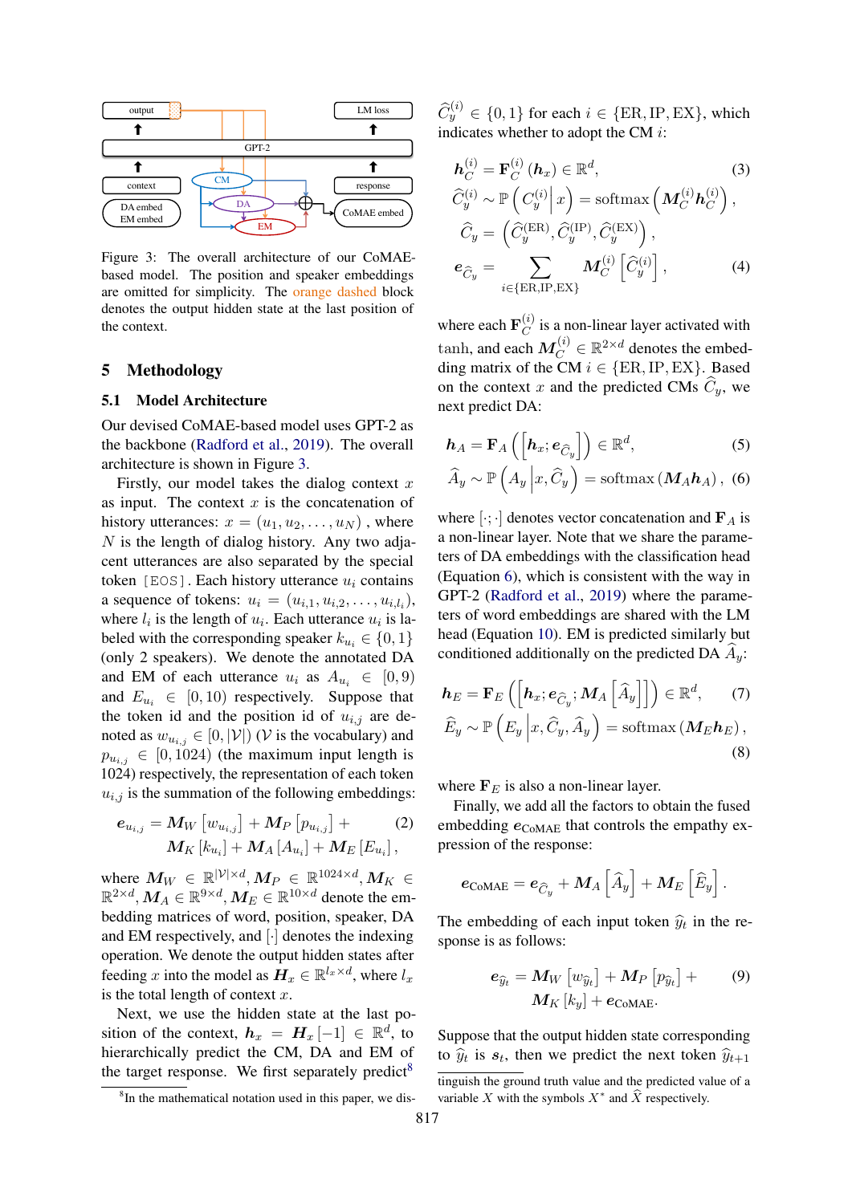Figure 3: The overall architecture of our CoMAE-based model. The position and speaker embeddings are omitted for simplicity. The orange dashed block denotes the output hidden state at the last position of the context.

## 5 Methodology

### 5.1 Model Architecture

Our devised CoMAE-based model uses GPT-2 as the backbone (Radford et al., 2019). The overall architecture is shown in Figure 3.

Firstly, our model takes the dialog context $x$ as input. The context $x$ is the concatenation of history utterances: $x = (u_1, u_2, \ldots, u_N)$, where $N$ is the length of dialog history. Any two adjacent utterances are also separated by the special token [EOS]. Each history utterance $u_i$ contains a sequence of tokens: $u_i = (u_{i,1}, u_{i,2}, \ldots, u_{i,l_i})$, where $l_i$ is the length of $u_i$. Each utterance $u_i$ is labeled with the corresponding speaker $k_{u_i} \in \{0, 1\}$ (only 2 speakers). We denote the annotated DA and EM of each utterance $u_i$ as $A_{u_i} \in [0, 9)$ and $E_{u_i} \in [0, 10)$ respectively. Suppose that the token id and the position id of $u_{i,j}$ are denoted as $w_{u_{i,j}} \in [0, |\mathcal{V}|)$ ($\mathcal{V}$ is the vocabulary) and $p_{u_{i,j}} \in [0, 1024)$ (the maximum input length is 1024) respectively, the representation of each token $u_{i,j}$ is the summation of the following embeddings:

$$\boldsymbol{e}_{u_{i,j}} = \boldsymbol{M}_W \left[ w_{u_{i,j}} \right] + \boldsymbol{M}_P \left[ p_{u_{i,j}} \right] + \boldsymbol{M}_K \left[ k_{u_i} \right] + \boldsymbol{M}_A \left[ A_{u_i} \right] + \boldsymbol{M}_E \left[ E_{u_i} \right], \quad (2)$$

where $\boldsymbol{M}_W \in \mathbb{R}^{|\mathcal{V}| \times d}, \boldsymbol{M}_P \in \mathbb{R}^{1024 \times d}, \boldsymbol{M}_K \in \mathbb{R}^{2 \times d}, \boldsymbol{M}_A \in \mathbb{R}^{9 \times d}, \boldsymbol{M}_E \in \mathbb{R}^{10 \times d}$ denote the embedding matrices of word, position, speaker, DA and EM respectively, and $[\cdot]$ denotes the indexing operation. We denote the output hidden states after feeding $x$ into the model as $\boldsymbol{H}_x \in \mathbb{R}^{l_x \times d}$, where $l_x$ is the total length of context $x$.

Next, we use the hidden state at the last position of the context, $\boldsymbol{h}_x = \boldsymbol{H}_x[-1] \in \mathbb{R}^d$, to hierarchically predict the CM, DA and EM of the target response. We first separately predict[8] $\widehat{C}_y^{(i)} \in \{0, 1\}$ for each $i \in \{\text{ER}, \text{IP}, \text{EX}\}$, which indicates whether to adopt the CM $i$:

$$\boldsymbol{h}_C^{(i)} = \mathbf{F}_C^{(i)} \left( \boldsymbol{h}_x \right) \in \mathbb{R}^d, \quad (3)$$

$$\widehat{C}_y^{(i)} \sim \mathbb{P} \left( C_y^{(i)} \middle| x \right) = \text{softmax} \left( \boldsymbol{M}_C^{(i)} \boldsymbol{h}_C^{(i)} \right),$$

$$\widehat{C}_y = \left( \widehat{C}_y^{(\text{ER})}, \widehat{C}_y^{(\text{IP})}, \widehat{C}_y^{(\text{EX})} \right),$$

$$\boldsymbol{e}_{\widehat{C}_y} = \sum_{i \in \{\text{ER}, \text{IP}, \text{EX}\}} \boldsymbol{M}_C^{(i)} \left[ \widehat{C}_y^{(i)} \right], \quad (4)$$

where each $\mathbf{F}_C^{(i)}$ is a non-linear layer activated with tanh, and each $\boldsymbol{M}_C^{(i)} \in \mathbb{R}^{2 \times d}$ denotes the embedding matrix of the CM $i \in \{\text{ER}, \text{IP}, \text{EX}\}$. Based on the context $x$ and the predicted CMs $\widehat{C}_y$, we next predict DA:

$$\boldsymbol{h}_A = \mathbf{F}_A \left( \left[ \boldsymbol{h}_x ; \boldsymbol{e}_{\widehat{C}_y} \right] \right) \in \mathbb{R}^d, \quad (5)$$

$$\widehat{A}_y \sim \mathbb{P} \left( A_y \middle| x, \widehat{C}_y \right) = \text{softmax} \left( \boldsymbol{M}_A \boldsymbol{h}_A \right), \quad (6)$$

where $[\cdot;\cdot]$ denotes vector concatenation and $\mathbf{F}_A$ is a non-linear layer. Note that we share the parameters of DA embeddings with the classification head (Equation 6), which is consistent with the way in GPT-2 (Radford et al., 2019) where the parameters of word embeddings are shared with the LM head (Equation 10). EM is predicted similarly but conditioned additionally on the predicted DA $\widehat{A}_y$:

$$\boldsymbol{h}_E = \mathbf{F}_E \left( \left[ \boldsymbol{h}_x ; \boldsymbol{e}_{\widehat{C}_y} ; \boldsymbol{M}_A \left[ \widehat{A}_y \right] \right] \right) \in \mathbb{R}^d, \quad (7)$$

$$\widehat{E}_y \sim \mathbb{P} \left( E_y \middle| x, \widehat{C}_y, \widehat{A}_y \right) = \text{softmax} \left( \boldsymbol{M}_E \boldsymbol{h}_E \right), \quad (8)$$

where $\mathbf{F}_E$ is also a non-linear layer.

Finally, we add all the factors to obtain the fused embedding $\boldsymbol{e}_{\text{CoMAE}}$ that controls the empathy expression of the response:

$$\boldsymbol{e}_{\text{CoMAE}} = \boldsymbol{e}_{\widehat{C}_y} + \boldsymbol{M}_A \left[ \widehat{A}_y \right] + \boldsymbol{M}_E \left[ \widehat{E}_y \right].$$

The embedding of each input token $\widehat{y}_t$ in the response is as follows:

$$\boldsymbol{e}_{\widehat{y}_t} = \boldsymbol{M}_W \left[ w_{\widehat{y}_t} \right] + \boldsymbol{M}_P \left[ p_{\widehat{y}_t} \right] + \boldsymbol{M}_K \left[ k_y \right] + \boldsymbol{e}_{\text{CoMAE}}. \quad (9)$$

Suppose that the output hidden state corresponding to $\widehat{y}_t$ is $\boldsymbol{s}_t$, then we predict the next token $\widehat{y}_{t+1}$

[8] In the mathematical notation used in this paper, we distinguish the ground truth value and the predicted value of a variable $X$ with the symbols $X^*$ and $\widehat{X}$ respectively.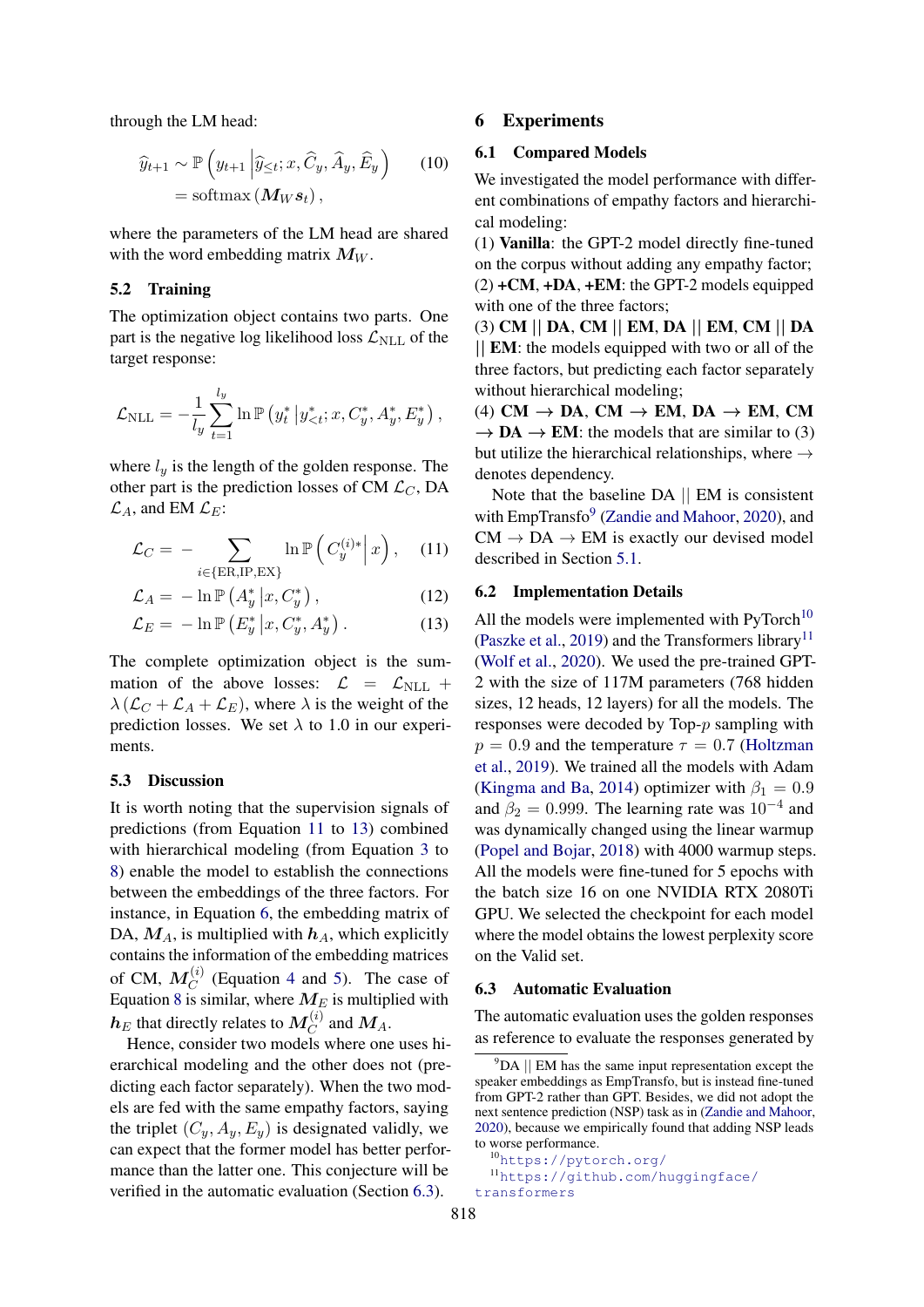through the LM head:

$$\widehat{y}_{t+1} \sim \mathbb{P}\left(y_{t+1} \middle| \widehat{y}_{\leq t}; x, \widehat{C}_y, \widehat{A}_y, \widehat{E}_y\right) \qquad (10)$$
$$= \mathrm{softmax}\left(\boldsymbol{M}_W \boldsymbol{s}_t\right),$$

where the parameters of the LM head are shared with the word embedding matrix $\boldsymbol{M}_W$.

## 5.2 Training

The optimization object contains two parts. One part is the negative log likelihood loss $\mathcal{L}_{\mathrm{NLL}}$ of the target response:

$$\mathcal{L}_{\mathrm{NLL}} = -\frac{1}{l_y}\sum_{t=1}^{l_y} \ln \mathbb{P}\left(y_t^* \middle| y_{<t}^*; x, C_y^*, A_y^*, E_y^*\right),$$

where $l_y$ is the length of the golden response. The other part is the prediction losses of CM $\mathcal{L}_C$, DA $\mathcal{L}_A$, and EM $\mathcal{L}_E$:

$$\mathcal{L}_C = -\sum_{i \in \{\mathrm{ER,IP,EX}\}} \ln \mathbb{P}\left(C_y^{(i)*} \middle| x\right), \qquad (11)$$

$$\mathcal{L}_A = -\ln \mathbb{P}\left(A_y^* \middle| x, C_y^*\right), \qquad (12)$$

$$\mathcal{L}_E = -\ln \mathbb{P}\left(E_y^* \middle| x, C_y^*, A_y^*\right). \qquad (13)$$

The complete optimization object is the summation of the above losses: $\mathcal{L} = \mathcal{L}_{\mathrm{NLL}} + \lambda\left(\mathcal{L}_C + \mathcal{L}_A + \mathcal{L}_E\right)$, where $\lambda$ is the weight of the prediction losses. We set $\lambda$ to 1.0 in our experiments.

## 5.3 Discussion

It is worth noting that the supervision signals of predictions (from Equation 11 to 13) combined with hierarchical modeling (from Equation 3 to 8) enable the model to establish the connections between the embeddings of the three factors. For instance, in Equation 6, the embedding matrix of DA, $\boldsymbol{M}_A$, is multiplied with $\boldsymbol{h}_A$, which explicitly contains the information of the embedding matrices of CM, $\boldsymbol{M}_C^{(i)}$ (Equation 4 and 5). The case of Equation 8 is similar, where $\boldsymbol{M}_E$ is multiplied with $\boldsymbol{h}_E$ that directly relates to $\boldsymbol{M}_C^{(i)}$ and $\boldsymbol{M}_A$.

Hence, consider two models where one uses hierarchical modeling and the other does not (predicting each factor separately). When the two models are fed with the same empathy factors, saying the triplet $(C_y, A_y, E_y)$ is designated validly, we can expect that the former model has better performance than the latter one. This conjecture will be verified in the automatic evaluation (Section 6.3).

# 6 Experiments

## 6.1 Compared Models

We investigated the model performance with different combinations of empathy factors and hierarchical modeling:

(1) **Vanilla**: the GPT-2 model directly fine-tuned on the corpus without adding any empathy factor;

(2) **+CM**, **+DA**, **+EM**: the GPT-2 models equipped with one of the three factors;

(3) **CM || DA**, **CM || EM**, **DA || EM**, **CM || DA || EM**: the models equipped with two or all of the three factors, but predicting each factor separately without hierarchical modeling;

(4) **CM → DA**, **CM → EM**, **DA → EM**, **CM → DA → EM**: the models that are similar to (3) but utilize the hierarchical relationships, where → denotes dependency.

Note that the baseline DA || EM is consistent with EmpTransfo[9] (Zandie and Mahoor, 2020), and CM → DA → EM is exactly our devised model described in Section 5.1.

## 6.2 Implementation Details

All the models were implemented with PyTorch[10] (Paszke et al., 2019) and the Transformers library[11] (Wolf et al., 2020). We used the pre-trained GPT-2 with the size of 117M parameters (768 hidden sizes, 12 heads, 12 layers) for all the models. The responses were decoded by Top-$p$ sampling with $p = 0.9$ and the temperature $\tau = 0.7$ (Holtzman et al., 2019). We trained all the models with Adam (Kingma and Ba, 2014) optimizer with $\beta_1 = 0.9$ and $\beta_2 = 0.999$. The learning rate was $10^{-4}$ and was dynamically changed using the linear warmup (Popel and Bojar, 2018) with 4000 warmup steps. All the models were fine-tuned for 5 epochs with the batch size 16 on one NVIDIA RTX 2080Ti GPU. We selected the checkpoint for each model where the model obtains the lowest perplexity score on the Valid set.

## 6.3 Automatic Evaluation

The automatic evaluation uses the golden responses as reference to evaluate the responses generated by

[9] DA || EM has the same input representation except the speaker embeddings as EmpTransfo, but is instead fine-tuned from GPT-2 rather than GPT. Besides, we did not adopt the next sentence prediction (NSP) task as in (Zandie and Mahoor, 2020), because we empirically found that adding NSP leads to worse performance.

[10] https://pytorch.org/

[11] https://github.com/huggingface/transformers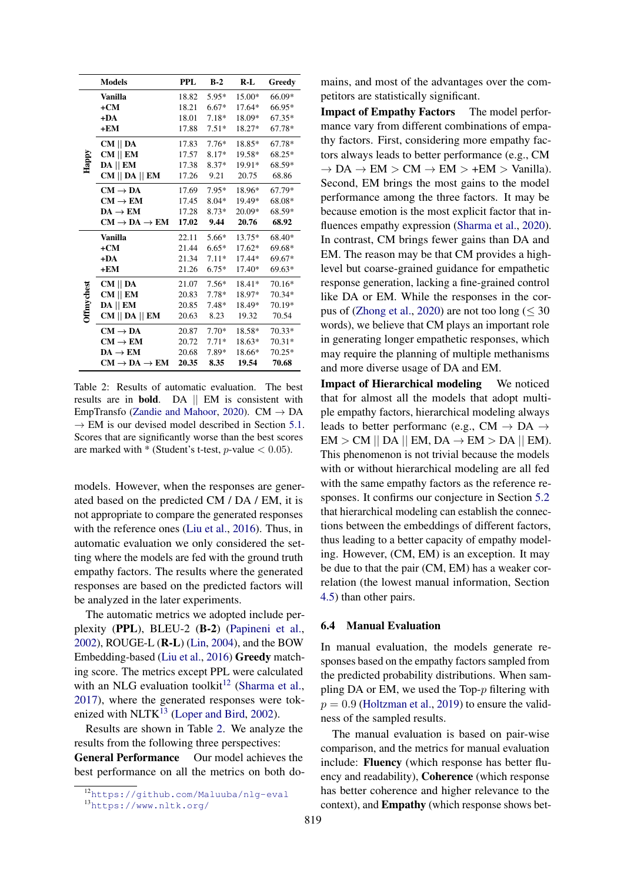| | Models | PPL | B-2 | R-L | Greedy |
|---|---|---|---|---|---|
| Happy | **Vanilla** | 18.82 | 5.95* | 15.00* | 66.09* |
| | **+CM** | 18.21 | 6.67* | 17.64* | 66.95* |
| | **+DA** | 18.01 | 7.18* | 18.09* | 67.35* |
| | **+EM** | 17.88 | 7.51* | 18.27* | 67.78* |
| | **CM \|\| DA** | 17.83 | 7.76* | 18.85* | 67.78* |
| | **CM \|\| EM** | 17.57 | 8.17* | 19.58* | 68.25* |
| | **DA \|\| EM** | 17.38 | 8.37* | 19.91* | 68.59* |
| | **CM \|\| DA \|\| EM** | 17.26 | 9.21 | 20.75 | 68.86 |
| | **CM → DA** | 17.69 | 7.95* | 18.96* | 67.79* |
| | **CM → EM** | 17.45 | 8.04* | 19.49* | 68.08* |
| | **DA → EM** | 17.28 | 8.73* | 20.09* | 68.59* |
| | **CM → DA → EM** | **17.02** | **9.44** | **20.76** | **68.92** |
| Offmychest | **Vanilla** | 22.11 | 5.66* | 13.75* | 68.40* |
| | **+CM** | 21.44 | 6.65* | 17.62* | 69.68* |
| | **+DA** | 21.34 | 7.11* | 17.44* | 69.67* |
| | **+EM** | 21.26 | 6.75* | 17.40* | 69.63* |
| | **CM \|\| DA** | 21.07 | 7.56* | 18.41* | 70.16* |
| | **CM \|\| EM** | 20.83 | 7.78* | 18.97* | 70.34* |
| | **DA \|\| EM** | 20.85 | 7.48* | 18.49* | 70.19* |
| | **CM \|\| DA \|\| EM** | 20.63 | 8.23 | 19.32 | 70.54 |
| | **CM → DA** | 20.87 | 7.70* | 18.58* | 70.33* |
| | **CM → EM** | 20.72 | 7.71* | 18.63* | 70.31* |
| | **DA → EM** | 20.68 | 7.89* | 18.66* | 70.25* |
| | **CM → DA → EM** | **20.35** | **8.35** | **19.54** | **70.68** |

Table 2: Results of automatic evaluation. The best results are in **bold**. DA || EM is consistent with EmpTransfo (Zandie and Mahoor, 2020). CM → DA → EM is our devised model described in Section 5.1. Scores that are significantly worse than the best scores are marked with * (Student's t-test, $p$-value $< 0.05$).

models. However, when the responses are generated based on the predicted CM / DA / EM, it is not appropriate to compare the generated responses with the reference ones (Liu et al., 2016). Thus, in automatic evaluation we only considered the setting where the models are fed with the ground truth empathy factors. The results where the generated responses are based on the predicted factors will be analyzed in the later experiments.

The automatic metrics we adopted include perplexity (**PPL**), BLEU-2 (**B-2**) (Papineni et al., 2002), ROUGE-L (**R-L**) (Lin, 2004), and the BOW Embedding-based (Liu et al., 2016) **Greedy** matching score. The metrics except PPL were calculated with an NLG evaluation toolkit[12] (Sharma et al., 2017), where the generated responses were tokenized with NLTK[13] (Loper and Bird, 2002).

Results are shown in Table 2. We analyze the results from the following three perspectives:

**General Performance** Our model achieves the best performance on all the metrics on both domains, and most of the advantages over the competitors are statistically significant.

**Impact of Empathy Factors** The model performance vary from different combinations of empathy factors. First, considering more empathy factors always leads to better performance (e.g., CM → DA → EM > CM → EM > +EM > Vanilla). Second, EM brings the most gains to the model performance among the three factors. It may be because emotion is the most explicit factor that influences empathy expression (Sharma et al., 2020). In contrast, CM brings fewer gains than DA and EM. The reason may be that CM provides a high-level but coarse-grained guidance for empathetic response generation, lacking a fine-grained control like DA or EM. While the responses in the corpus of (Zhong et al., 2020) are not too long ($\leq 30$ words), we believe that CM plays an important role in generating longer empathetic responses, which may require the planning of multiple methanisms and more diverse usage of DA and EM.

**Impact of Hierarchical modeling** We noticed that for almost all the models that adopt multiple empathy factors, hierarchical modeling always leads to better performanc (e.g., CM → DA → EM > CM || DA || EM, DA → EM > DA || EM). This phenomenon is not trivial because the models with or without hierarchical modeling are all fed with the same empathy factors as the reference responses. It confirms our conjecture in Section 5.2 that hierarchical modeling can establish the connections between the embeddings of different factors, thus leading to a better capacity of empathy modeling. However, (CM, EM) is an exception. It may be due to that the pair (CM, EM) has a weaker correlation (the lowest manual information, Section 4.5) than other pairs.

### 6.4 Manual Evaluation

In manual evaluation, the models generate responses based on the empathy factors sampled from the predicted probability distributions. When sampling DA or EM, we used the Top-$p$ filtering with $p = 0.9$ (Holtzman et al., 2019) to ensure the validness of the sampled results.

The manual evaluation is based on pair-wise comparison, and the metrics for manual evaluation include: **Fluency** (which response has better fluency and readability), **Coherence** (which response has better coherence and higher relevance to the context), and **Empathy** (which response shows bet-

[12] https://github.com/Maluuba/nlg-eval

[13] https://www.nltk.org/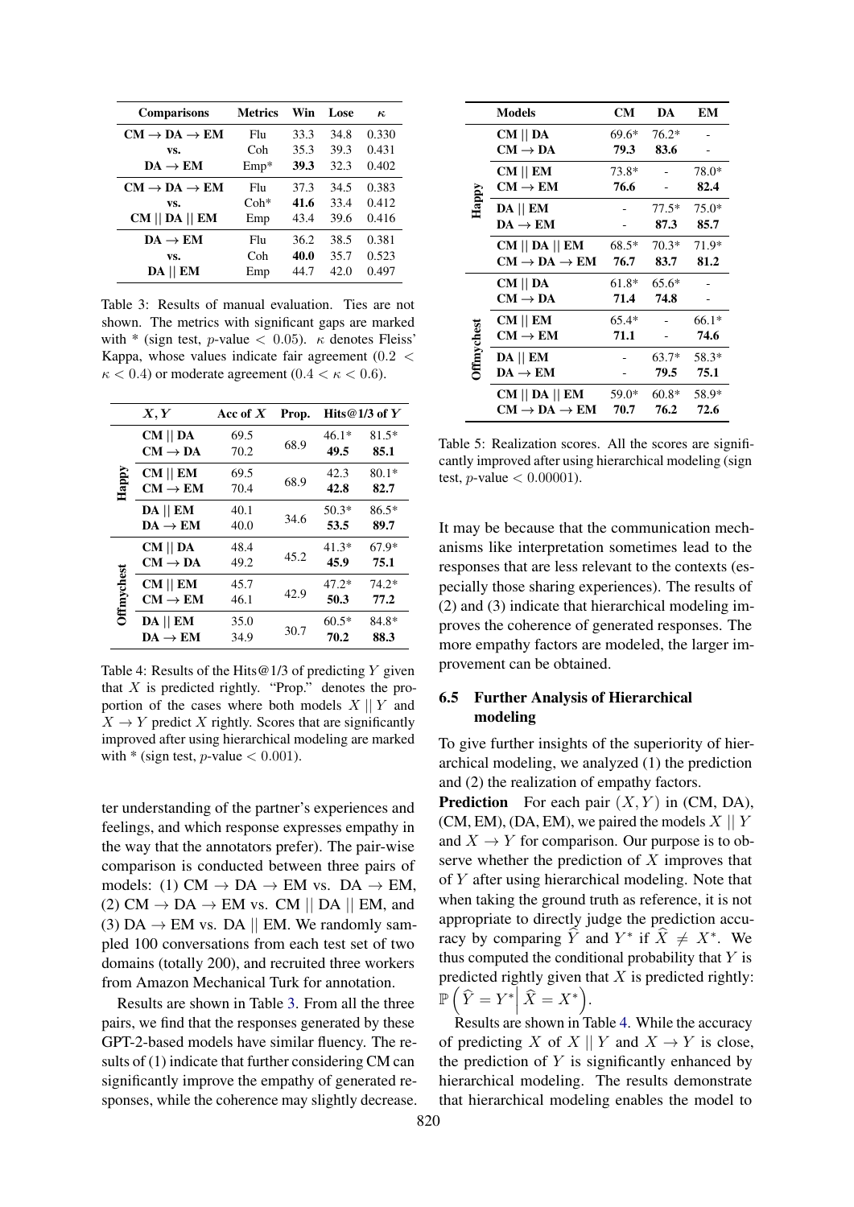| Comparisons | Metrics | Win | Lose | $\kappa$ |
|---|---|---|---|---|
| CM → DA → EM | Flu | 33.3 | 34.8 | 0.330 |
| vs. | Coh | 35.3 | 39.3 | 0.431 |
| DA → EM | Emp* | **39.3** | 32.3 | 0.402 |
| CM → DA → EM | Flu | 37.3 | 34.5 | 0.383 |
| vs. | Coh* | **41.6** | 33.4 | 0.412 |
| CM \|\| DA \|\| EM | Emp | 43.4 | 39.6 | 0.416 |
| DA → EM | Flu | 36.2 | 38.5 | 0.381 |
| vs. | Coh | **40.0** | 35.7 | 0.523 |
| DA \|\| EM | Emp | 44.7 | 42.0 | 0.497 |

Table 3: Results of manual evaluation. Ties are not shown. The metrics with significant gaps are marked with * (sign test, $p$-value $< 0.05$). $\kappa$ denotes Fleiss' Kappa, whose values indicate fair agreement ($0.2 < \kappa < 0.4$) or moderate agreement ($0.4 < \kappa < 0.6$).

| | $X, Y$ | Acc of $X$ | Prop. | Hits@1/3 of $Y$ | |
|---|---|---|---|---|---|
| Happy | CM \|\| DA | 69.5 | 68.9 | 46.1* | 81.5* |
| | CM → DA | 70.2 | | **49.5** | **85.1** |
| | CM \|\| EM | 69.5 | 68.9 | 42.3 | 80.1* |
| | CM → EM | 70.4 | | **42.8** | **82.7** |
| | DA \|\| EM | 40.1 | 34.6 | 50.3* | 86.5* |
| | DA → EM | 40.0 | | **53.5** | **89.7** |
| Offmychest | CM \|\| DA | 48.4 | 45.2 | 41.3* | 67.9* |
| | CM → DA | 49.2 | | **45.9** | **75.1** |
| | CM \|\| EM | 45.7 | 42.9 | 47.2* | 74.2* |
| | CM → EM | 46.1 | | **50.3** | **77.2** |
| | DA \|\| EM | 35.0 | 30.7 | 60.5* | 84.8* |
| | DA → EM | 34.9 | | **70.2** | **88.3** |

Table 4: Results of the Hits@1/3 of predicting $Y$ given that $X$ is predicted rightly. "Prop." denotes the proportion of the cases where both models $X \mid\mid Y$ and $X \rightarrow Y$ predict $X$ rightly. Scores that are significantly improved after using hierarchical modeling are marked with * (sign test, $p$-value $< 0.001$).

ter understanding of the partner's experiences and feelings, and which response expresses empathy in the way that the annotators prefer). The pair-wise comparison is conducted between three pairs of models: (1) CM → DA → EM vs. DA → EM, (2) CM → DA → EM vs. CM || DA || EM, and (3) DA → EM vs. DA || EM. We randomly sampled 100 conversations from each test set of two domains (totally 200), and recruited three workers from Amazon Mechanical Turk for annotation.

Results are shown in Table 3. From all the three pairs, we find that the responses generated by these GPT-2-based models have similar fluency. The results of (1) indicate that further considering CM can significantly improve the empathy of generated responses, while the coherence may slightly decrease. It may be because that the communication mechanisms like interpretation sometimes lead to the responses that are less relevant to the contexts (especially those sharing experiences). The results of (2) and (3) indicate that hierarchical modeling improves the coherence of generated responses. The more empathy factors are modeled, the larger improvement can be obtained.

| | Models | CM | DA | EM |
|---|---|---|---|---|
| Happy | CM \|\| DA | 69.6* | 76.2* | - |
| | CM → DA | **79.3** | **83.6** | - |
| | CM \|\| EM | 73.8* | - | 78.0* |
| | CM → EM | **76.6** | - | **82.4** |
| | DA \|\| EM | - | 77.5* | 75.0* |
| | DA → EM | - | **87.3** | **85.7** |
| | CM \|\| DA \|\| EM | 68.5* | 70.3* | 71.9* |
| | CM → DA → EM | **76.7** | **83.7** | **81.2** |
| Offmychest | CM \|\| DA | 61.8* | 65.6* | - |
| | CM → DA | **71.4** | **74.8** | - |
| | CM \|\| EM | 65.4* | - | 66.1* |
| | CM → EM | **71.1** | - | **74.6** |
| | DA \|\| EM | - | 63.7* | 58.3* |
| | DA → EM | - | **79.5** | **75.1** |
| | CM \|\| DA \|\| EM | 59.0* | 60.8* | 58.9* |
| | CM → DA → EM | **70.7** | **76.2** | **72.6** |

Table 5: Realization scores. All the scores are significantly improved after using hierarchical modeling (sign test, $p$-value $< 0.00001$).

### 6.5 Further Analysis of Hierarchical modeling

To give further insights of the superiority of hierarchical modeling, we analyzed (1) the prediction and (2) the realization of empathy factors.

**Prediction** For each pair $(X, Y)$ in (CM, DA), (CM, EM), (DA, EM), we paired the models $X \mid\mid Y$ and $X \rightarrow Y$ for comparison. Our purpose is to observe whether the prediction of $X$ improves that of $Y$ after using hierarchical modeling. Note that when taking the ground truth as reference, it is not appropriate to directly judge the prediction accuracy by comparing $\widehat{Y}$ and $Y^*$ if $\widehat{X} \neq X^*$. We thus computed the conditional probability that $Y$ is predicted rightly given that $X$ is predicted rightly: $\mathbb{P}\left(\widehat{Y} = Y^* \middle| \widehat{X} = X^*\right)$.

Results are shown in Table 4. While the accuracy of predicting $X$ of $X \mid\mid Y$ and $X \rightarrow Y$ is close, the prediction of $Y$ is significantly enhanced by hierarchical modeling. The results demonstrate that hierarchical modeling enables the model to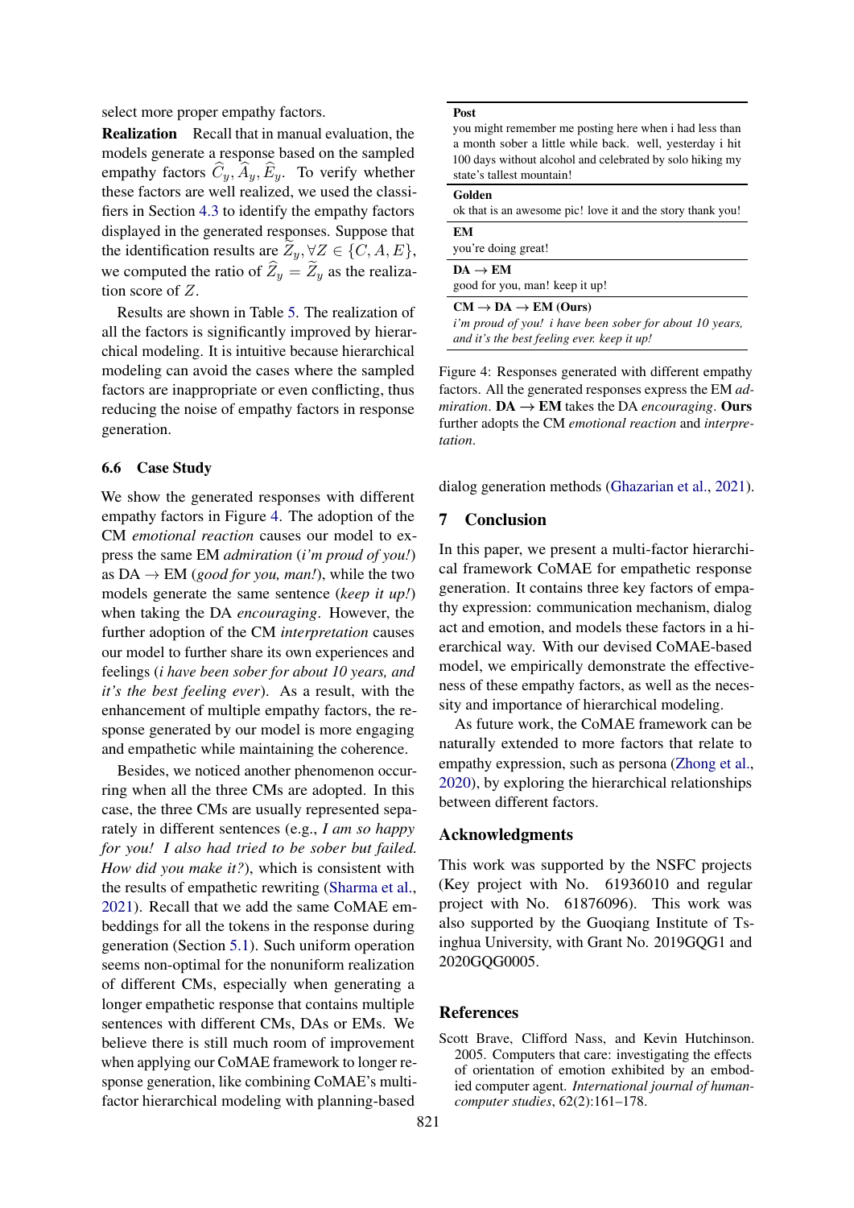select more proper empathy factors.

**Realization** Recall that in manual evaluation, the models generate a response based on the sampled empathy factors $\widehat{C}_y, \widehat{A}_y, \widehat{E}_y$. To verify whether these factors are well realized, we used the classifiers in Section 4.3 to identify the empathy factors displayed in the generated responses. Suppose that the identification results are $\widetilde{Z}_y, \forall Z \in \{C, A, E\}$, we computed the ratio of $\widehat{Z}_y = \widetilde{Z}_y$ as the realization score of $Z$.

Results are shown in Table 5. The realization of all the factors is significantly improved by hierarchical modeling. It is intuitive because hierarchical modeling can avoid the cases where the sampled factors are inappropriate or even conflicting, thus reducing the noise of empathy factors in response generation.

### 6.6 Case Study

We show the generated responses with different empathy factors in Figure 4. The adoption of the CM *emotional reaction* causes our model to express the same EM *admiration* (*i'm proud of you!*) as DA → EM (*good for you, man!*), while the two models generate the same sentence (*keep it up!*) when taking the DA *encouraging*. However, the further adoption of the CM *interpretation* causes our model to further share its own experiences and feelings (*i have been sober for about 10 years, and it's the best feeling ever*). As a result, with the enhancement of multiple empathy factors, the response generated by our model is more engaging and empathetic while maintaining the coherence.

Besides, we noticed another phenomenon occurring when all the three CMs are adopted. In this case, the three CMs are usually represented separately in different sentences (e.g., *I am so happy for you! I also had tried to be sober but failed. How did you make it?*), which is consistent with the results of empathetic rewriting (Sharma et al., 2021). Recall that we add the same CoMAE embeddings for all the tokens in the response during generation (Section 5.1). Such uniform operation seems non-optimal for the nonuniform realization of different CMs, especially when generating a longer empathetic response that contains multiple sentences with different CMs, DAs or EMs. We believe there is still much room of improvement when applying our CoMAE framework to longer response generation, like combining CoMAE's multi-factor hierarchical modeling with planning-based dialog generation methods (Ghazarian et al., 2021).

| **Post** |
|---|
| you might remember me posting here when i had less than a month sober a little while back. well, yesterday i hit 100 days without alcohol and celebrated by solo hiking my state's tallest mountain! |
| **Golden** |
| ok that is an awesome pic! love it and the story thank you! |
| **EM** |
| you're doing great! |
| **DA → EM** |
| good for you, man! keep it up! |
| **CM → DA → EM (Ours)** |
| *i'm proud of you! i have been sober for about 10 years, and it's the best feeling ever. keep it up!* |

Figure 4: Responses generated with different empathy factors. All the generated responses express the EM *admiration*. **DA → EM** takes the DA *encouraging*. **Ours** further adopts the CM *emotional reaction* and *interpretation*.

## 7 Conclusion

In this paper, we present a multi-factor hierarchical framework CoMAE for empathetic response generation. It contains three key factors of empathy expression: communication mechanism, dialog act and emotion, and models these factors in a hierarchical way. With our devised CoMAE-based model, we empirically demonstrate the effectiveness of these empathy factors, as well as the necessity and importance of hierarchical modeling.

As future work, the CoMAE framework can be naturally extended to more factors that relate to empathy expression, such as persona (Zhong et al., 2020), by exploring the hierarchical relationships between different factors.

## Acknowledgments

This work was supported by the NSFC projects (Key project with No. 61936010 and regular project with No. 61876096). This work was also supported by the Guoqiang Institute of Tsinghua University, with Grant No. 2019GQG1 and 2020GQG0005.

## References

Scott Brave, Clifford Nass, and Kevin Hutchinson. 2005. Computers that care: investigating the effects of orientation of emotion exhibited by an embodied computer agent. *International journal of human-computer studies*, 62(2):161–178.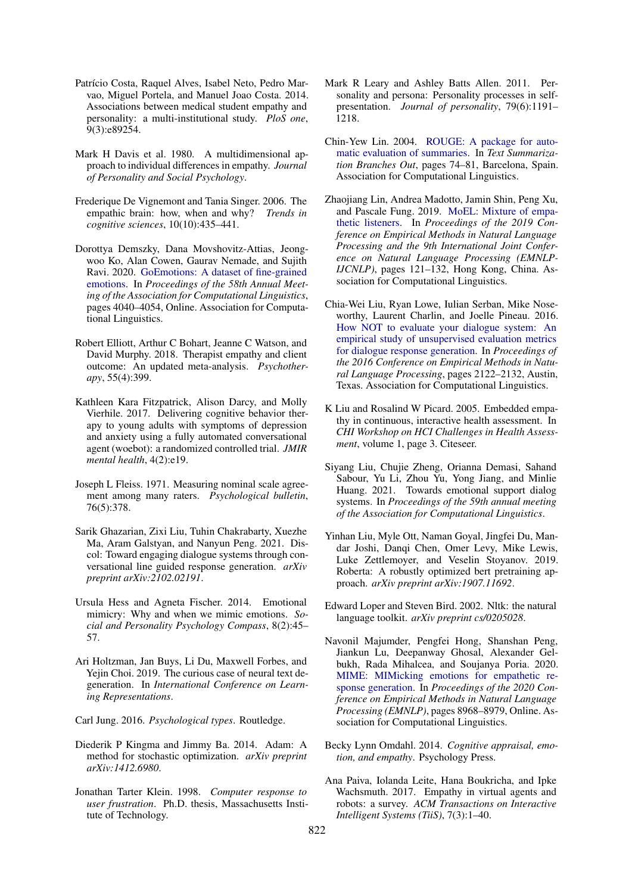Patrício Costa, Raquel Alves, Isabel Neto, Pedro Marvao, Miguel Portela, and Manuel Joao Costa. 2014. Associations between medical student empathy and personality: a multi-institutional study. *PloS one*, 9(3):e89254.

Mark H Davis et al. 1980. A multidimensional approach to individual differences in empathy. *Journal of Personality and Social Psychology*.

Frederique De Vignemont and Tania Singer. 2006. The empathic brain: how, when and why? *Trends in cognitive sciences*, 10(10):435–441.

Dorottya Demszky, Dana Movshovitz-Attias, Jeongwoo Ko, Alan Cowen, Gaurav Nemade, and Sujith Ravi. 2020. GoEmotions: A dataset of fine-grained emotions. In *Proceedings of the 58th Annual Meeting of the Association for Computational Linguistics*, pages 4040–4054, Online. Association for Computational Linguistics.

Robert Elliott, Arthur C Bohart, Jeanne C Watson, and David Murphy. 2018. Therapist empathy and client outcome: An updated meta-analysis. *Psychotherapy*, 55(4):399.

Kathleen Kara Fitzpatrick, Alison Darcy, and Molly Vierhile. 2017. Delivering cognitive behavior therapy to young adults with symptoms of depression and anxiety using a fully automated conversational agent (woebot): a randomized controlled trial. *JMIR mental health*, 4(2):e19.

Joseph L Fleiss. 1971. Measuring nominal scale agreement among many raters. *Psychological bulletin*, 76(5):378.

Sarik Ghazarian, Zixi Liu, Tuhin Chakrabarty, Xuezhe Ma, Aram Galstyan, and Nanyun Peng. 2021. Discol: Toward engaging dialogue systems through conversational line guided response generation. *arXiv preprint arXiv:2102.02191*.

Ursula Hess and Agneta Fischer. 2014. Emotional mimicry: Why and when we mimic emotions. *Social and Personality Psychology Compass*, 8(2):45–57.

Ari Holtzman, Jan Buys, Li Du, Maxwell Forbes, and Yejin Choi. 2019. The curious case of neural text degeneration. In *International Conference on Learning Representations*.

Carl Jung. 2016. *Psychological types*. Routledge.

Diederik P Kingma and Jimmy Ba. 2014. Adam: A method for stochastic optimization. *arXiv preprint arXiv:1412.6980*.

Jonathan Tarter Klein. 1998. *Computer response to user frustration*. Ph.D. thesis, Massachusetts Institute of Technology.

Mark R Leary and Ashley Batts Allen. 2011. Personality and persona: Personality processes in self-presentation. *Journal of personality*, 79(6):1191–1218.

Chin-Yew Lin. 2004. ROUGE: A package for automatic evaluation of summaries. In *Text Summarization Branches Out*, pages 74–81, Barcelona, Spain. Association for Computational Linguistics.

Zhaojiang Lin, Andrea Madotto, Jamin Shin, Peng Xu, and Pascale Fung. 2019. MoEL: Mixture of empathetic listeners. In *Proceedings of the 2019 Conference on Empirical Methods in Natural Language Processing and the 9th International Joint Conference on Natural Language Processing (EMNLP-IJCNLP)*, pages 121–132, Hong Kong, China. Association for Computational Linguistics.

Chia-Wei Liu, Ryan Lowe, Iulian Serban, Mike Noseworthy, Laurent Charlin, and Joelle Pineau. 2016. How NOT to evaluate your dialogue system: An empirical study of unsupervised evaluation metrics for dialogue response generation. In *Proceedings of the 2016 Conference on Empirical Methods in Natural Language Processing*, pages 2122–2132, Austin, Texas. Association for Computational Linguistics.

K Liu and Rosalind W Picard. 2005. Embedded empathy in continuous, interactive health assessment. In *CHI Workshop on HCI Challenges in Health Assessment*, volume 1, page 3. Citeseer.

Siyang Liu, Chujie Zheng, Orianna Demasi, Sahand Sabour, Yu Li, Zhou Yu, Yong Jiang, and Minlie Huang. 2021. Towards emotional support dialog systems. In *Proceedings of the 59th annual meeting of the Association for Computational Linguistics*.

Yinhan Liu, Myle Ott, Naman Goyal, Jingfei Du, Mandar Joshi, Danqi Chen, Omer Levy, Mike Lewis, Luke Zettlemoyer, and Veselin Stoyanov. 2019. Roberta: A robustly optimized bert pretraining approach. *arXiv preprint arXiv:1907.11692*.

Edward Loper and Steven Bird. 2002. Nltk: the natural language toolkit. *arXiv preprint cs/0205028*.

Navonil Majumder, Pengfei Hong, Shanshan Peng, Jiankun Lu, Deepanway Ghosal, Alexander Gelbukh, Rada Mihalcea, and Soujanya Poria. 2020. MIME: MIMicking emotions for empathetic response generation. In *Proceedings of the 2020 Conference on Empirical Methods in Natural Language Processing (EMNLP)*, pages 8968–8979, Online. Association for Computational Linguistics.

Becky Lynn Omdahl. 2014. *Cognitive appraisal, emotion, and empathy*. Psychology Press.

Ana Paiva, Iolanda Leite, Hana Boukricha, and Ipke Wachsmuth. 2017. Empathy in virtual agents and robots: a survey. *ACM Transactions on Interactive Intelligent Systems (TiiS)*, 7(3):1–40.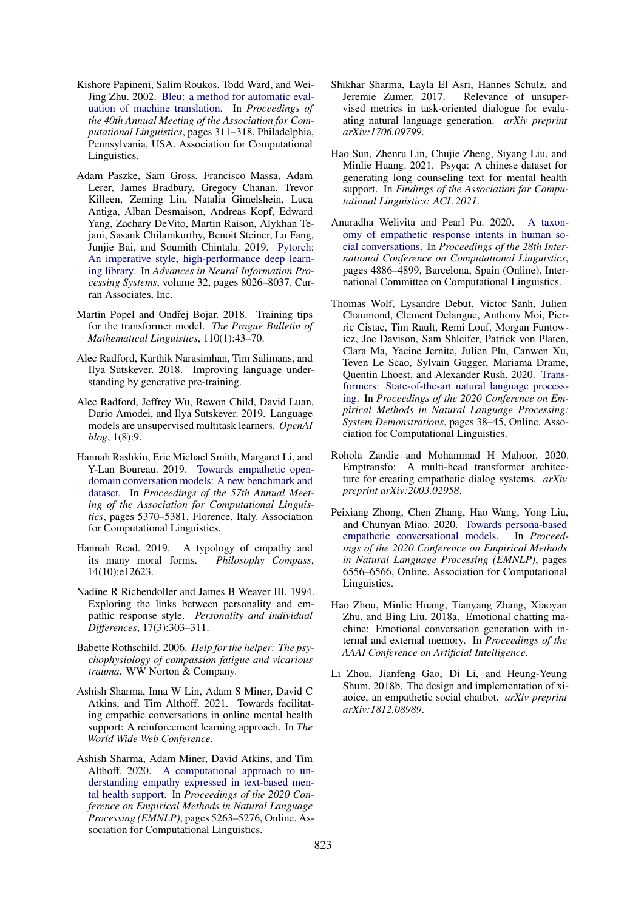Kishore Papineni, Salim Roukos, Todd Ward, and Wei-Jing Zhu. 2002. Bleu: a method for automatic evaluation of machine translation. In *Proceedings of the 40th Annual Meeting of the Association for Computational Linguistics*, pages 311–318, Philadelphia, Pennsylvania, USA. Association for Computational Linguistics.

Adam Paszke, Sam Gross, Francisco Massa, Adam Lerer, James Bradbury, Gregory Chanan, Trevor Killeen, Zeming Lin, Natalia Gimelshein, Luca Antiga, Alban Desmaison, Andreas Kopf, Edward Yang, Zachary DeVito, Martin Raison, Alykhan Tejani, Sasank Chilamkurthy, Benoit Steiner, Lu Fang, Junjie Bai, and Soumith Chintala. 2019. Pytorch: An imperative style, high-performance deep learning library. In *Advances in Neural Information Processing Systems*, volume 32, pages 8026–8037. Curran Associates, Inc.

Martin Popel and Ondřej Bojar. 2018. Training tips for the transformer model. *The Prague Bulletin of Mathematical Linguistics*, 110(1):43–70.

Alec Radford, Karthik Narasimhan, Tim Salimans, and Ilya Sutskever. 2018. Improving language understanding by generative pre-training.

Alec Radford, Jeffrey Wu, Rewon Child, David Luan, Dario Amodei, and Ilya Sutskever. 2019. Language models are unsupervised multitask learners. *OpenAI blog*, 1(8):9.

Hannah Rashkin, Eric Michael Smith, Margaret Li, and Y-Lan Boureau. 2019. Towards empathetic open-domain conversation models: A new benchmark and dataset. In *Proceedings of the 57th Annual Meeting of the Association for Computational Linguistics*, pages 5370–5381, Florence, Italy. Association for Computational Linguistics.

Hannah Read. 2019. A typology of empathy and its many moral forms. *Philosophy Compass*, 14(10):e12623.

Nadine R Richendoller and James B Weaver III. 1994. Exploring the links between personality and empathic response style. *Personality and individual Differences*, 17(3):303–311.

Babette Rothschild. 2006. *Help for the helper: The psychophysiology of compassion fatigue and vicarious trauma*. WW Norton & Company.

Ashish Sharma, Inna W Lin, Adam S Miner, David C Atkins, and Tim Althoff. 2021. Towards facilitating empathic conversations in online mental health support: A reinforcement learning approach. In *The World Wide Web Conference*.

Ashish Sharma, Adam Miner, David Atkins, and Tim Althoff. 2020. A computational approach to understanding empathy expressed in text-based mental health support. In *Proceedings of the 2020 Conference on Empirical Methods in Natural Language Processing (EMNLP)*, pages 5263–5276, Online. Association for Computational Linguistics.

Shikhar Sharma, Layla El Asri, Hannes Schulz, and Jeremie Zumer. 2017. Relevance of unsupervised metrics in task-oriented dialogue for evaluating natural language generation. *arXiv preprint arXiv:1706.09799*.

Hao Sun, Zhenru Lin, Chujie Zheng, Siyang Liu, and Minlie Huang. 2021. Psyqa: A chinese dataset for generating long counseling text for mental health support. In *Findings of the Association for Computational Linguistics: ACL 2021*.

Anuradha Welivita and Pearl Pu. 2020. A taxonomy of empathetic response intents in human social conversations. In *Proceedings of the 28th International Conference on Computational Linguistics*, pages 4886–4899, Barcelona, Spain (Online). International Committee on Computational Linguistics.

Thomas Wolf, Lysandre Debut, Victor Sanh, Julien Chaumond, Clement Delangue, Anthony Moi, Pierric Cistac, Tim Rault, Remi Louf, Morgan Funtowicz, Joe Davison, Sam Shleifer, Patrick von Platen, Clara Ma, Yacine Jernite, Julien Plu, Canwen Xu, Teven Le Scao, Sylvain Gugger, Mariama Drame, Quentin Lhoest, and Alexander Rush. 2020. Transformers: State-of-the-art natural language processing. In *Proceedings of the 2020 Conference on Empirical Methods in Natural Language Processing: System Demonstrations*, pages 38–45, Online. Association for Computational Linguistics.

Rohola Zandie and Mohammad H Mahoor. 2020. Emptransfo: A multi-head transformer architecture for creating empathetic dialog systems. *arXiv preprint arXiv:2003.02958*.

Peixiang Zhong, Chen Zhang, Hao Wang, Yong Liu, and Chunyan Miao. 2020. Towards persona-based empathetic conversational models. In *Proceedings of the 2020 Conference on Empirical Methods in Natural Language Processing (EMNLP)*, pages 6556–6566, Online. Association for Computational Linguistics.

Hao Zhou, Minlie Huang, Tianyang Zhang, Xiaoyan Zhu, and Bing Liu. 2018a. Emotional chatting machine: Emotional conversation generation with internal and external memory. In *Proceedings of the AAAI Conference on Artificial Intelligence*.

Li Zhou, Jianfeng Gao, Di Li, and Heung-Yeung Shum. 2018b. The design and implementation of xiaoice, an empathetic social chatbot. *arXiv preprint arXiv:1812.08989*.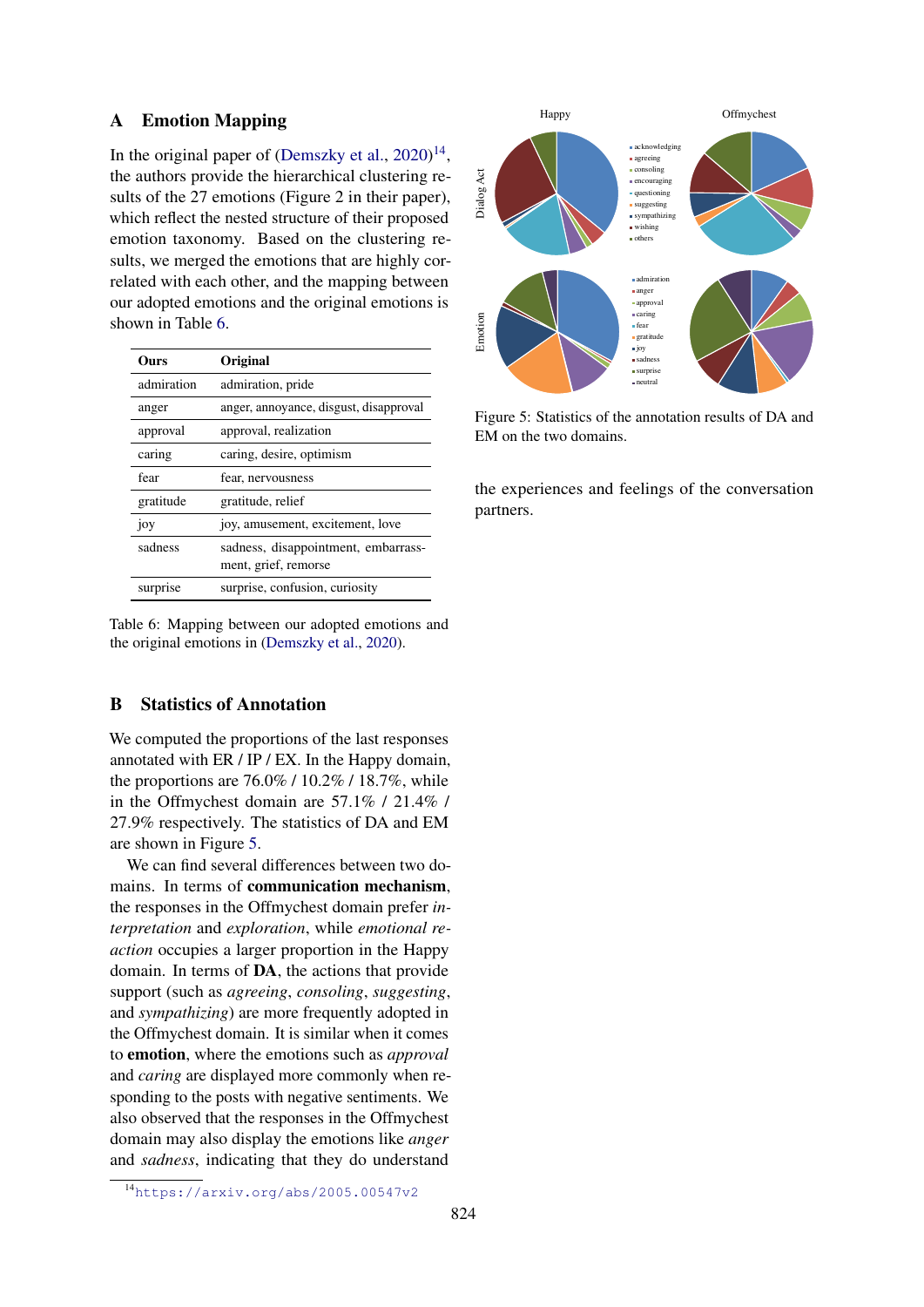## A Emotion Mapping

In the original paper of (Demszky et al., 2020)[14], the authors provide the hierarchical clustering results of the 27 emotions (Figure 2 in their paper), which reflect the nested structure of their proposed emotion taxonomy. Based on the clustering results, we merged the emotions that are highly correlated with each other, and the mapping between our adopted emotions and the original emotions is shown in Table 6.

| Ours | Original |
|---|---|
| admiration | admiration, pride |
| anger | anger, annoyance, disgust, disapproval |
| approval | approval, realization |
| caring | caring, desire, optimism |
| fear | fear, nervousness |
| gratitude | gratitude, relief |
| joy | joy, amusement, excitement, love |
| sadness | sadness, disappointment, embarrassment, grief, remorse |
| surprise | surprise, confusion, curiosity |

Table 6: Mapping between our adopted emotions and the original emotions in (Demszky et al., 2020).

## B Statistics of Annotation

We computed the proportions of the last responses annotated with ER / IP / EX. In the Happy domain, the proportions are 76.0% / 10.2% / 18.7%, while in the Offmychest domain are 57.1% / 21.4% / 27.9% respectively. The statistics of DA and EM are shown in Figure 5.

We can find several differences between two domains. In terms of **communication mechanism**, the responses in the Offmychest domain prefer *interpretation* and *exploration*, while *emotional reaction* occupies a larger proportion in the Happy domain. In terms of **DA**, the actions that provide support (such as *agreeing*, *consoling*, *suggesting*, and *sympathizing*) are more frequently adopted in the Offmychest domain. It is similar when it comes to **emotion**, where the emotions such as *approval* and *caring* are displayed more commonly when responding to the posts with negative sentiments. We also observed that the responses in the Offmychest domain may also display the emotions like *anger* and *sadness*, indicating that they do understand the experiences and feelings of the conversation partners.

Happy
Offmychest
Dialog Act
Emotion
acknowledging
agreeing
consoling
encouraging
questioning
suggesting
sympathizing
wishing
others
admiration
anger
approval
caring
fear
gratitude
joy
sadness
surprise
neutral

Figure 5: Statistics of the annotation results of DA and EM on the two domains.

[14] https://arxiv.org/abs/2005.00547v2